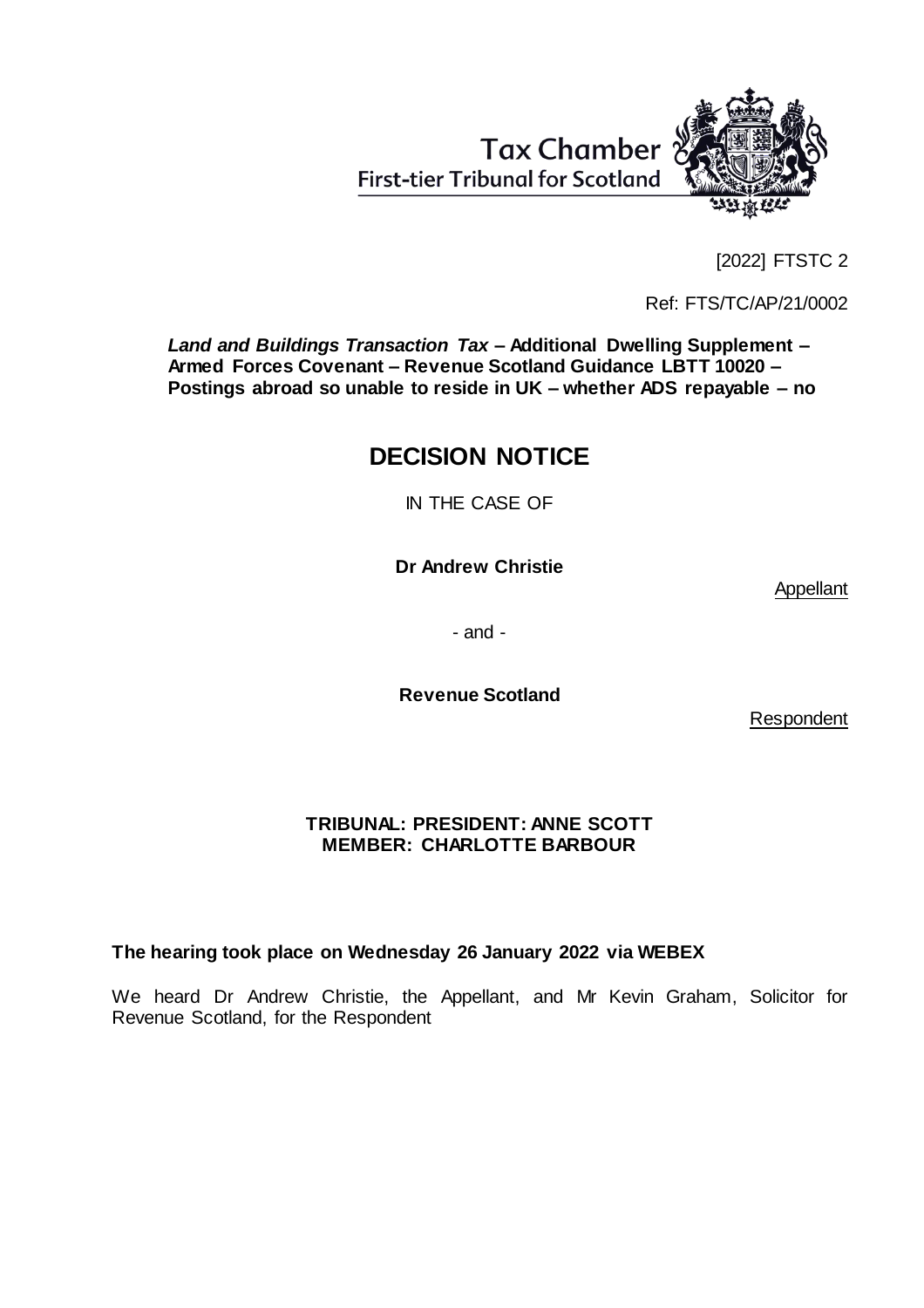Tax Chamber
First-tier Tribunal for Scotland

[2022] FTSTC 2

Ref: FTS/TC/AP/21/0002

***Land and Buildings Transaction Tax* – Additional Dwelling Supplement – Armed Forces Covenant – Revenue Scotland Guidance LBTT 10020 – Postings abroad so unable to reside in UK – whether ADS repayable – no**

# DECISION NOTICE

IN THE CASE OF

**Dr Andrew Christie**

Appellant

- and -

**Revenue Scotland**

Respondent

**TRIBUNAL: PRESIDENT: ANNE SCOTT**
**MEMBER: CHARLOTTE BARBOUR**

**The hearing took place on Wednesday 26 January 2022 via WEBEX**

We heard Dr Andrew Christie, the Appellant, and Mr Kevin Graham, Solicitor for Revenue Scotland, for the Respondent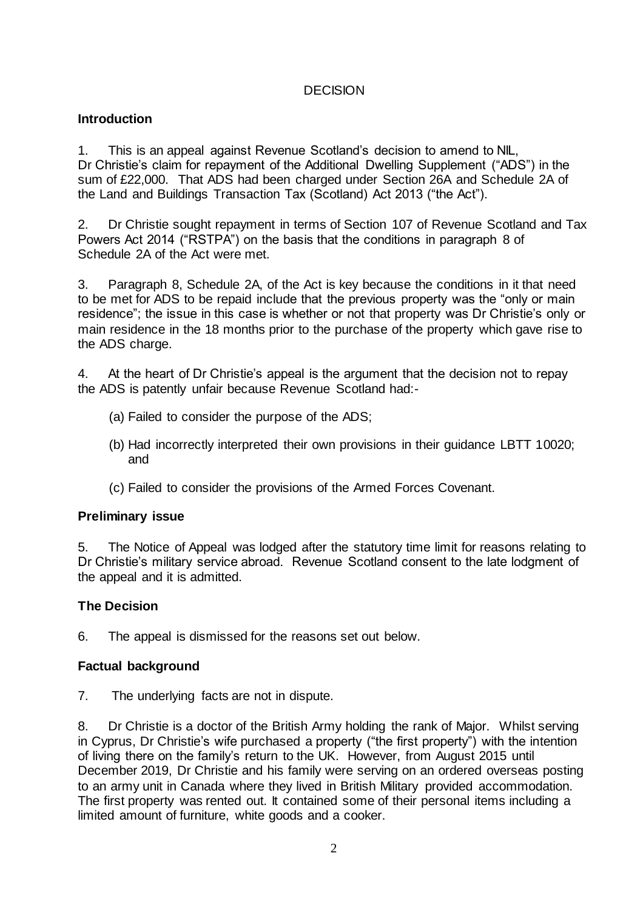DECISION

**Introduction**

1. This is an appeal against Revenue Scotland's decision to amend to NIL, Dr Christie's claim for repayment of the Additional Dwelling Supplement ("ADS") in the sum of £22,000. That ADS had been charged under Section 26A and Schedule 2A of the Land and Buildings Transaction Tax (Scotland) Act 2013 ("the Act").

2. Dr Christie sought repayment in terms of Section 107 of Revenue Scotland and Tax Powers Act 2014 ("RSTPA") on the basis that the conditions in paragraph 8 of Schedule 2A of the Act were met.

3. Paragraph 8, Schedule 2A, of the Act is key because the conditions in it that need to be met for ADS to be repaid include that the previous property was the "only or main residence"; the issue in this case is whether or not that property was Dr Christie's only or main residence in the 18 months prior to the purchase of the property which gave rise to the ADS charge.

4. At the heart of Dr Christie's appeal is the argument that the decision not to repay the ADS is patently unfair because Revenue Scotland had:-

(a) Failed to consider the purpose of the ADS;

(b) Had incorrectly interpreted their own provisions in their guidance LBTT 10020; and

(c) Failed to consider the provisions of the Armed Forces Covenant.

**Preliminary issue**

5. The Notice of Appeal was lodged after the statutory time limit for reasons relating to Dr Christie's military service abroad. Revenue Scotland consent to the late lodgment of the appeal and it is admitted.

**The Decision**

6. The appeal is dismissed for the reasons set out below.

**Factual background**

7. The underlying facts are not in dispute.

8. Dr Christie is a doctor of the British Army holding the rank of Major. Whilst serving in Cyprus, Dr Christie's wife purchased a property ("the first property") with the intention of living there on the family's return to the UK. However, from August 2015 until December 2019, Dr Christie and his family were serving on an ordered overseas posting to an army unit in Canada where they lived in British Military provided accommodation. The first property was rented out. It contained some of their personal items including a limited amount of furniture, white goods and a cooker.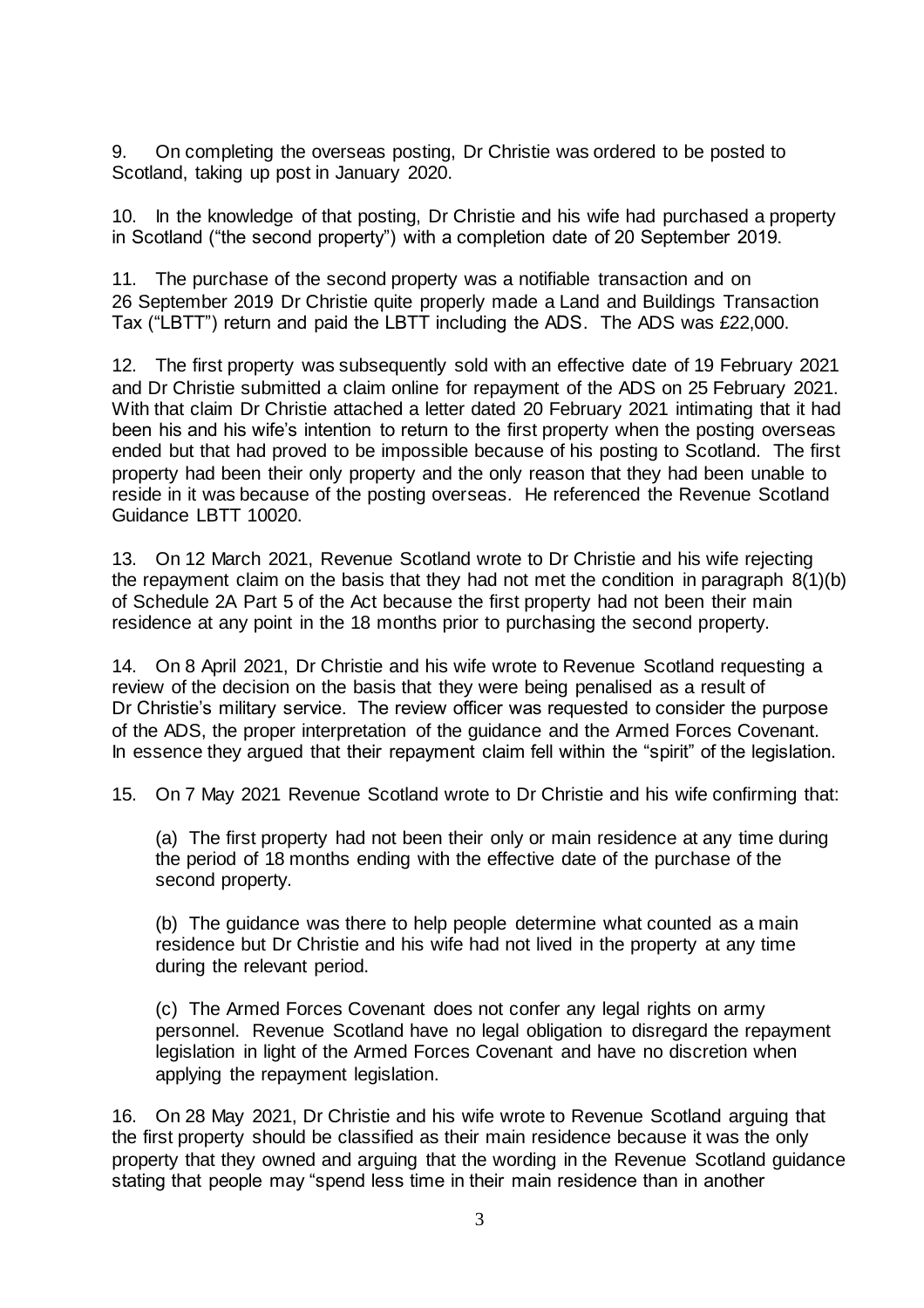9. On completing the overseas posting, Dr Christie was ordered to be posted to Scotland, taking up post in January 2020.

10. In the knowledge of that posting, Dr Christie and his wife had purchased a property in Scotland ("the second property") with a completion date of 20 September 2019.

11. The purchase of the second property was a notifiable transaction and on 26 September 2019 Dr Christie quite properly made a Land and Buildings Transaction Tax ("LBTT") return and paid the LBTT including the ADS. The ADS was £22,000.

12. The first property was subsequently sold with an effective date of 19 February 2021 and Dr Christie submitted a claim online for repayment of the ADS on 25 February 2021. With that claim Dr Christie attached a letter dated 20 February 2021 intimating that it had been his and his wife's intention to return to the first property when the posting overseas ended but that had proved to be impossible because of his posting to Scotland. The first property had been their only property and the only reason that they had been unable to reside in it was because of the posting overseas. He referenced the Revenue Scotland Guidance LBTT 10020.

13. On 12 March 2021, Revenue Scotland wrote to Dr Christie and his wife rejecting the repayment claim on the basis that they had not met the condition in paragraph 8(1)(b) of Schedule 2A Part 5 of the Act because the first property had not been their main residence at any point in the 18 months prior to purchasing the second property.

14. On 8 April 2021, Dr Christie and his wife wrote to Revenue Scotland requesting a review of the decision on the basis that they were being penalised as a result of Dr Christie's military service. The review officer was requested to consider the purpose of the ADS, the proper interpretation of the guidance and the Armed Forces Covenant. In essence they argued that their repayment claim fell within the "spirit" of the legislation.

15. On 7 May 2021 Revenue Scotland wrote to Dr Christie and his wife confirming that:

(a) The first property had not been their only or main residence at any time during the period of 18 months ending with the effective date of the purchase of the second property.

(b) The guidance was there to help people determine what counted as a main residence but Dr Christie and his wife had not lived in the property at any time during the relevant period.

(c) The Armed Forces Covenant does not confer any legal rights on army personnel. Revenue Scotland have no legal obligation to disregard the repayment legislation in light of the Armed Forces Covenant and have no discretion when applying the repayment legislation.

16. On 28 May 2021, Dr Christie and his wife wrote to Revenue Scotland arguing that the first property should be classified as their main residence because it was the only property that they owned and arguing that the wording in the Revenue Scotland guidance stating that people may "spend less time in their main residence than in another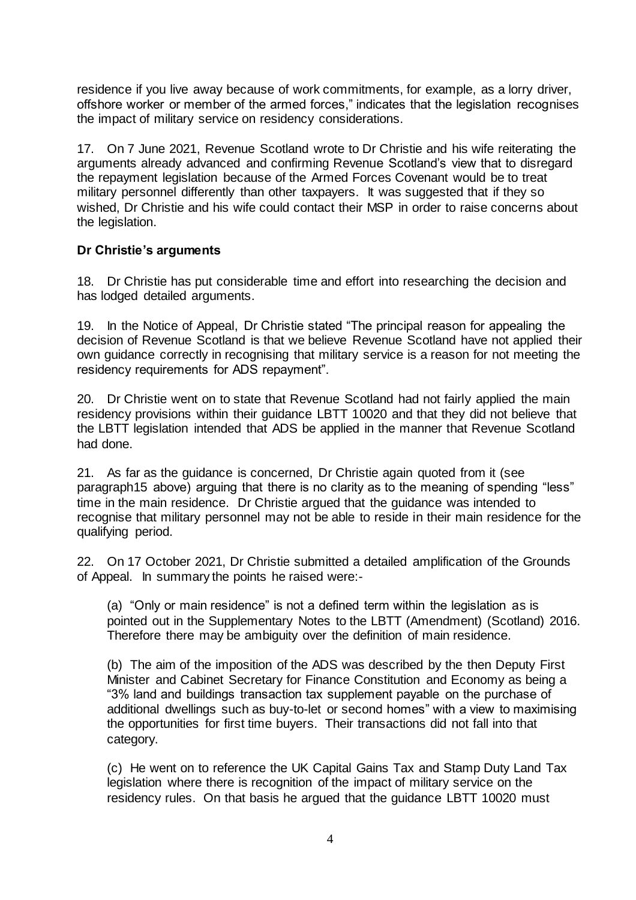residence if you live away because of work commitments, for example, as a lorry driver, offshore worker or member of the armed forces," indicates that the legislation recognises the impact of military service on residency considerations.

17. On 7 June 2021, Revenue Scotland wrote to Dr Christie and his wife reiterating the arguments already advanced and confirming Revenue Scotland's view that to disregard the repayment legislation because of the Armed Forces Covenant would be to treat military personnel differently than other taxpayers. It was suggested that if they so wished, Dr Christie and his wife could contact their MSP in order to raise concerns about the legislation.

**Dr Christie's arguments**

18. Dr Christie has put considerable time and effort into researching the decision and has lodged detailed arguments.

19. In the Notice of Appeal, Dr Christie stated "The principal reason for appealing the decision of Revenue Scotland is that we believe Revenue Scotland have not applied their own guidance correctly in recognising that military service is a reason for not meeting the residency requirements for ADS repayment".

20. Dr Christie went on to state that Revenue Scotland had not fairly applied the main residency provisions within their guidance LBTT 10020 and that they did not believe that the LBTT legislation intended that ADS be applied in the manner that Revenue Scotland had done.

21. As far as the guidance is concerned, Dr Christie again quoted from it (see paragraph15 above) arguing that there is no clarity as to the meaning of spending "less" time in the main residence. Dr Christie argued that the guidance was intended to recognise that military personnel may not be able to reside in their main residence for the qualifying period.

22. On 17 October 2021, Dr Christie submitted a detailed amplification of the Grounds of Appeal. In summary the points he raised were:-

(a) "Only or main residence" is not a defined term within the legislation as is pointed out in the Supplementary Notes to the LBTT (Amendment) (Scotland) 2016. Therefore there may be ambiguity over the definition of main residence.

(b) The aim of the imposition of the ADS was described by the then Deputy First Minister and Cabinet Secretary for Finance Constitution and Economy as being a "3% land and buildings transaction tax supplement payable on the purchase of additional dwellings such as buy-to-let or second homes" with a view to maximising the opportunities for first time buyers. Their transactions did not fall into that category.

(c) He went on to reference the UK Capital Gains Tax and Stamp Duty Land Tax legislation where there is recognition of the impact of military service on the residency rules. On that basis he argued that the guidance LBTT 10020 must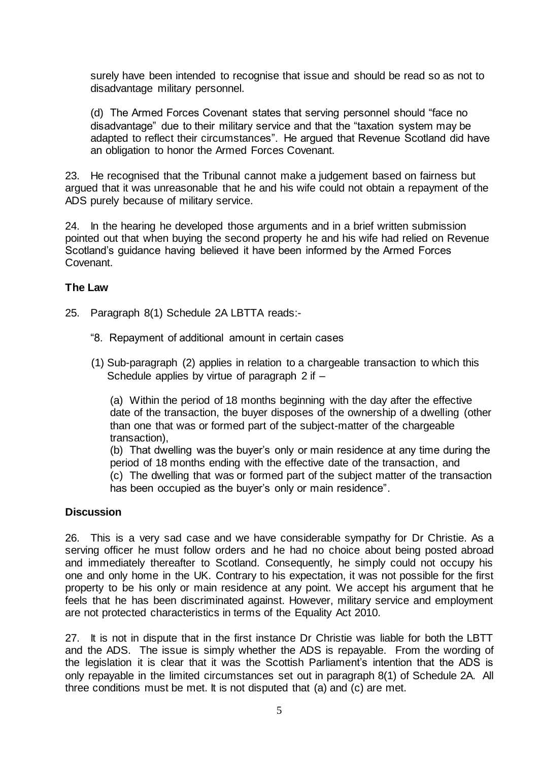surely have been intended to recognise that issue and should be read so as not to disadvantage military personnel.

(d) The Armed Forces Covenant states that serving personnel should "face no disadvantage" due to their military service and that the "taxation system may be adapted to reflect their circumstances". He argued that Revenue Scotland did have an obligation to honor the Armed Forces Covenant.

23. He recognised that the Tribunal cannot make a judgement based on fairness but argued that it was unreasonable that he and his wife could not obtain a repayment of the ADS purely because of military service.

24. In the hearing he developed those arguments and in a brief written submission pointed out that when buying the second property he and his wife had relied on Revenue Scotland's guidance having believed it have been informed by the Armed Forces Covenant.

## The Law

25. Paragraph 8(1) Schedule 2A LBTTA reads:-

"8. Repayment of additional amount in certain cases

(1) Sub-paragraph (2) applies in relation to a chargeable transaction to which this Schedule applies by virtue of paragraph 2 if –

(a) Within the period of 18 months beginning with the day after the effective date of the transaction, the buyer disposes of the ownership of a dwelling (other than one that was or formed part of the subject-matter of the chargeable transaction),

(b) That dwelling was the buyer's only or main residence at any time during the period of 18 months ending with the effective date of the transaction, and

(c) The dwelling that was or formed part of the subject matter of the transaction has been occupied as the buyer's only or main residence".

## Discussion

26. This is a very sad case and we have considerable sympathy for Dr Christie. As a serving officer he must follow orders and he had no choice about being posted abroad and immediately thereafter to Scotland. Consequently, he simply could not occupy his one and only home in the UK. Contrary to his expectation, it was not possible for the first property to be his only or main residence at any point. We accept his argument that he feels that he has been discriminated against. However, military service and employment are not protected characteristics in terms of the Equality Act 2010.

27. It is not in dispute that in the first instance Dr Christie was liable for both the LBTT and the ADS. The issue is simply whether the ADS is repayable. From the wording of the legislation it is clear that it was the Scottish Parliament's intention that the ADS is only repayable in the limited circumstances set out in paragraph 8(1) of Schedule 2A. All three conditions must be met. It is not disputed that (a) and (c) are met.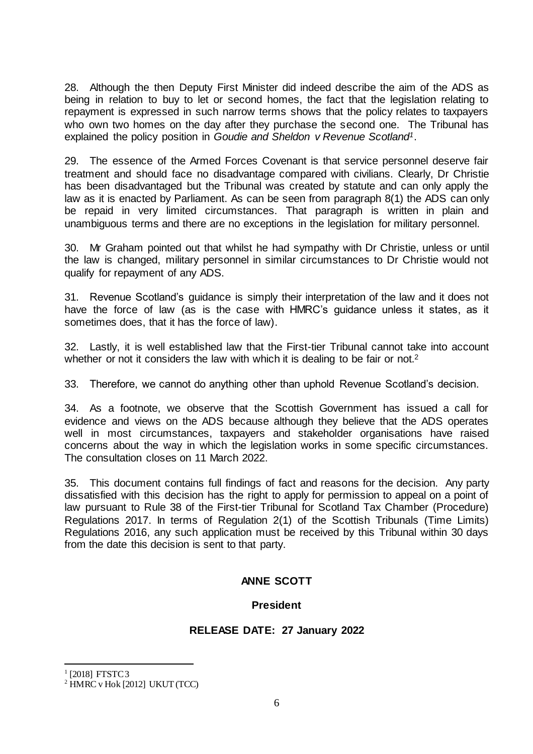28. Although the then Deputy First Minister did indeed describe the aim of the ADS as being in relation to buy to let or second homes, the fact that the legislation relating to repayment is expressed in such narrow terms shows that the policy relates to taxpayers who own two homes on the day after they purchase the second one. The Tribunal has explained the policy position in *Goudie and Sheldon v Revenue Scotland*[1].

29. The essence of the Armed Forces Covenant is that service personnel deserve fair treatment and should face no disadvantage compared with civilians. Clearly, Dr Christie has been disadvantaged but the Tribunal was created by statute and can only apply the law as it is enacted by Parliament. As can be seen from paragraph 8(1) the ADS can only be repaid in very limited circumstances. That paragraph is written in plain and unambiguous terms and there are no exceptions in the legislation for military personnel.

30. Mr Graham pointed out that whilst he had sympathy with Dr Christie, unless or until the law is changed, military personnel in similar circumstances to Dr Christie would not qualify for repayment of any ADS.

31. Revenue Scotland's guidance is simply their interpretation of the law and it does not have the force of law (as is the case with HMRC's guidance unless it states, as it sometimes does, that it has the force of law).

32. Lastly, it is well established law that the First-tier Tribunal cannot take into account whether or not it considers the law with which it is dealing to be fair or not.[2]

33. Therefore, we cannot do anything other than uphold Revenue Scotland's decision.

34. As a footnote, we observe that the Scottish Government has issued a call for evidence and views on the ADS because although they believe that the ADS operates well in most circumstances, taxpayers and stakeholder organisations have raised concerns about the way in which the legislation works in some specific circumstances. The consultation closes on 11 March 2022.

35. This document contains full findings of fact and reasons for the decision. Any party dissatisfied with this decision has the right to apply for permission to appeal on a point of law pursuant to Rule 38 of the First-tier Tribunal for Scotland Tax Chamber (Procedure) Regulations 2017. In terms of Regulation 2(1) of the Scottish Tribunals (Time Limits) Regulations 2016, any such application must be received by this Tribunal within 30 days from the date this decision is sent to that party.

**ANNE SCOTT**

**President**

**RELEASE DATE: 27 January 2022**

---

[1] [2018] FTSTC 3

[2] HMRC v Hok [2012] UKUT (TCC)